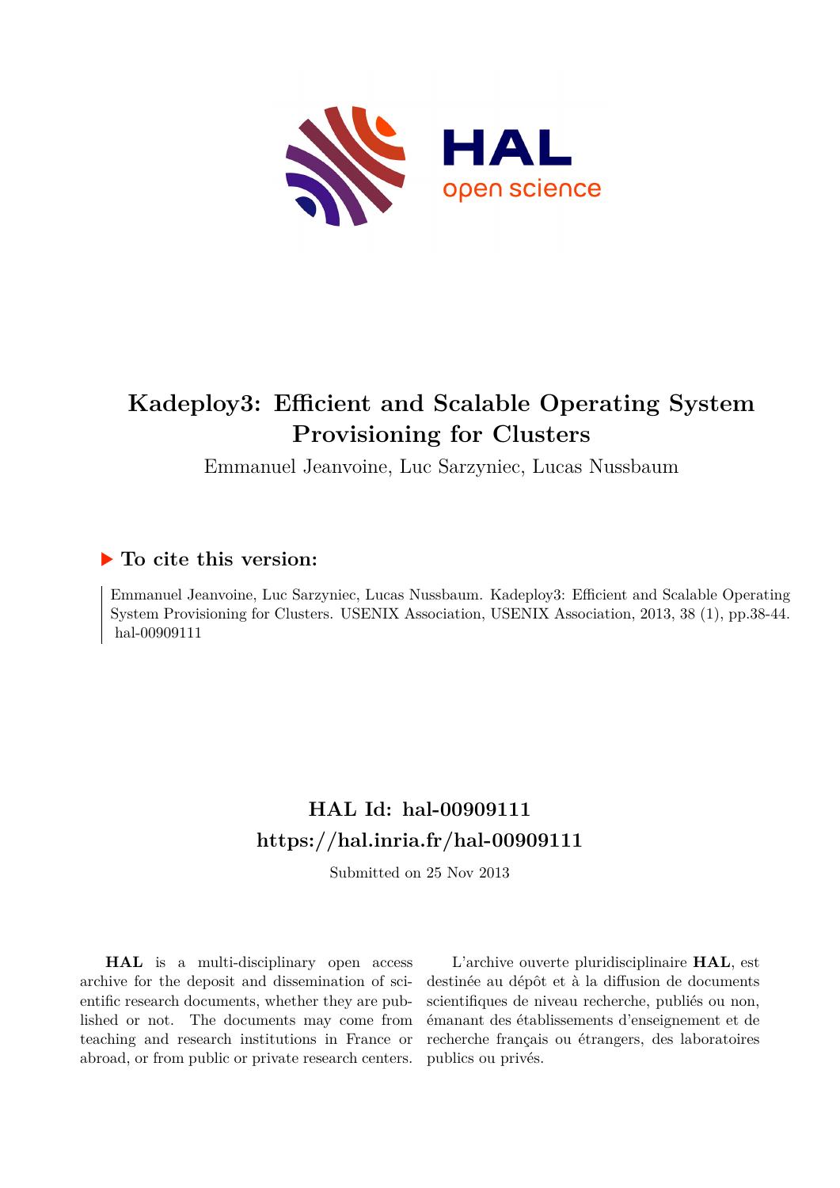# Kadeploy3: Efficient and Scalable Operating System Provisioning for Clusters

Emmanuel Jeanvoine, Luc Sarzyniec, Lucas Nussbaum

## ▶ To cite this version:

Emmanuel Jeanvoine, Luc Sarzyniec, Lucas Nussbaum. Kadeploy3: Efficient and Scalable Operating System Provisioning for Clusters. USENIX Association, USENIX Association, 2013, 38 (1), pp.38-44. hal-00909111

## HAL Id: hal-00909111
## https://hal.inria.fr/hal-00909111

Submitted on 25 Nov 2013

**HAL** is a multi-disciplinary open access archive for the deposit and dissemination of scientific research documents, whether they are published or not. The documents may come from teaching and research institutions in France or abroad, or from public or private research centers.

L'archive ouverte pluridisciplinaire **HAL**, est destinée au dépôt et à la diffusion de documents scientifiques de niveau recherche, publiés ou non, émanant des établissements d'enseignement et de recherche français ou étrangers, des laboratoires publics ou privés.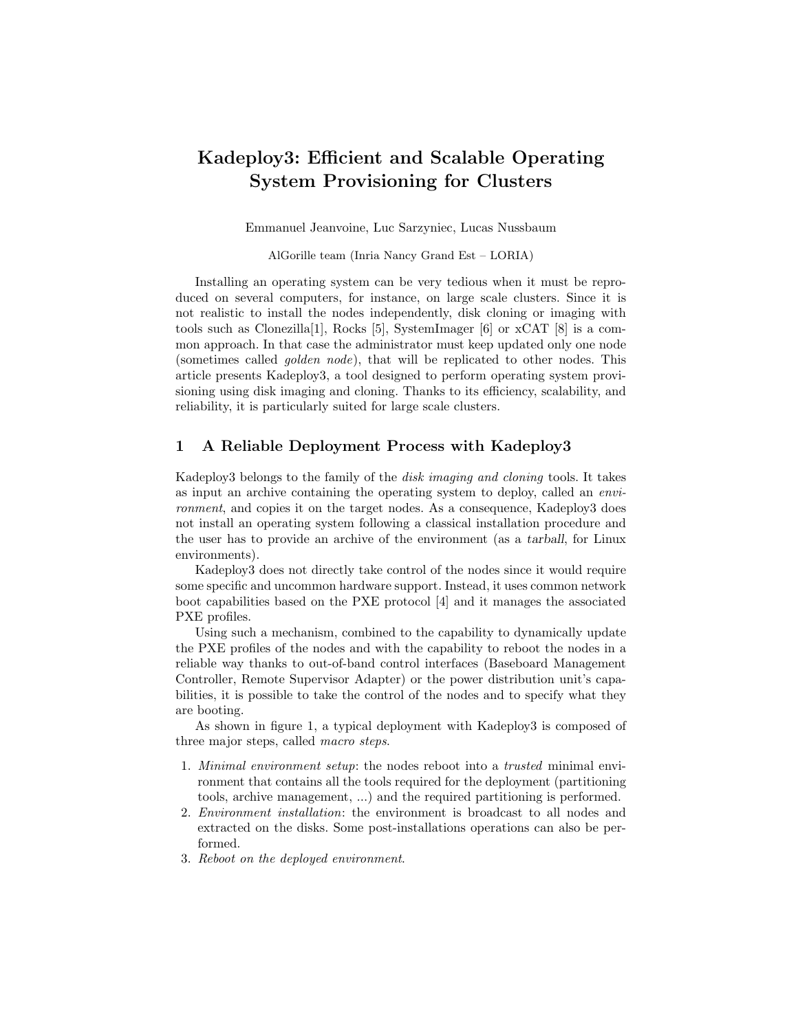# Kadeploy3: Efficient and Scalable Operating System Provisioning for Clusters

Emmanuel Jeanvoine, Luc Sarzyniec, Lucas Nussbaum

AlGorille team (Inria Nancy Grand Est – LORIA)

Installing an operating system can be very tedious when it must be reproduced on several computers, for instance, on large scale clusters. Since it is not realistic to install the nodes independently, disk cloning or imaging with tools such as Clonezilla[1], Rocks [5], SystemImager [6] or xCAT [8] is a common approach. In that case the administrator must keep updated only one node (sometimes called *golden node*), that will be replicated to other nodes. This article presents Kadeploy3, a tool designed to perform operating system provisioning using disk imaging and cloning. Thanks to its efficiency, scalability, and reliability, it is particularly suited for large scale clusters.

## 1 A Reliable Deployment Process with Kadeploy3

Kadeploy3 belongs to the family of the *disk imaging and cloning* tools. It takes as input an archive containing the operating system to deploy, called an *environment*, and copies it on the target nodes. As a consequence, Kadeploy3 does not install an operating system following a classical installation procedure and the user has to provide an archive of the environment (as a *tarball*, for Linux environments).

Kadeploy3 does not directly take control of the nodes since it would require some specific and uncommon hardware support. Instead, it uses common network boot capabilities based on the PXE protocol [4] and it manages the associated PXE profiles.

Using such a mechanism, combined to the capability to dynamically update the PXE profiles of the nodes and with the capability to reboot the nodes in a reliable way thanks to out-of-band control interfaces (Baseboard Management Controller, Remote Supervisor Adapter) or the power distribution unit's capabilities, it is possible to take the control of the nodes and to specify what they are booting.

As shown in figure 1, a typical deployment with Kadeploy3 is composed of three major steps, called *macro steps*.

1. *Minimal environment setup*: the nodes reboot into a *trusted* minimal environment that contains all the tools required for the deployment (partitioning tools, archive management, ...) and the required partitioning is performed.
2. *Environment installation*: the environment is broadcast to all nodes and extracted on the disks. Some post-installations operations can also be performed.
3. *Reboot on the deployed environment*.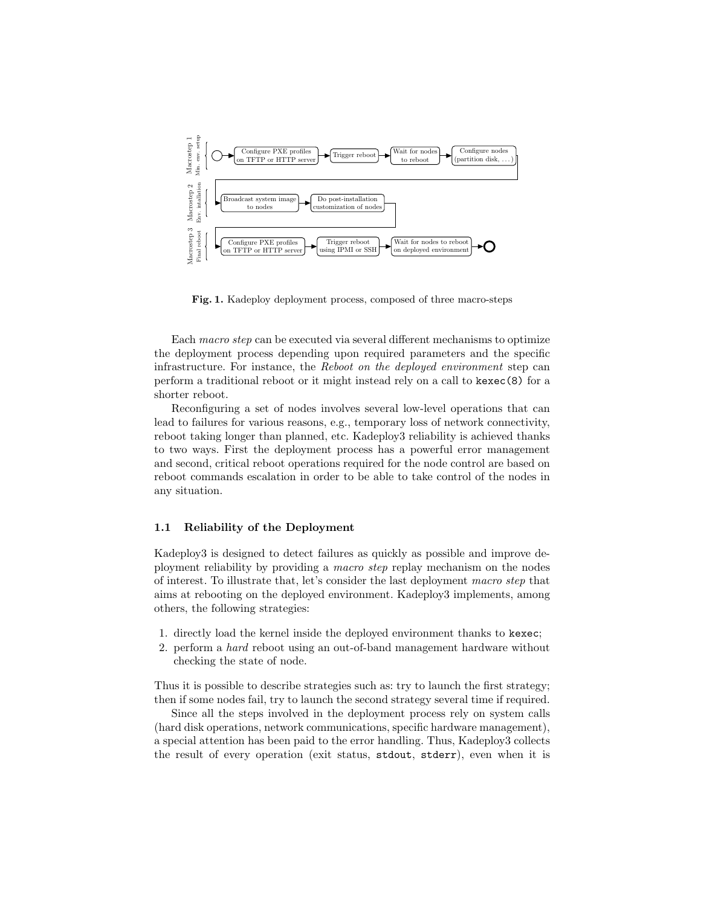**Fig. 1.** Kadeploy deployment process, composed of three macro-steps

Each *macro step* can be executed via several different mechanisms to optimize the deployment process depending upon required parameters and the specific infrastructure. For instance, the *Reboot on the deployed environment* step can perform a traditional reboot or it might instead rely on a call to `kexec(8)` for a shorter reboot.

Reconfiguring a set of nodes involves several low-level operations that can lead to failures for various reasons, e.g., temporary loss of network connectivity, reboot taking longer than planned, etc. Kadeploy3 reliability is achieved thanks to two ways. First the deployment process has a powerful error management and second, critical reboot operations required for the node control are based on reboot commands escalation in order to be able to take control of the nodes in any situation.

### 1.1 Reliability of the Deployment

Kadeploy3 is designed to detect failures as quickly as possible and improve deployment reliability by providing a *macro step* replay mechanism on the nodes of interest. To illustrate that, let's consider the last deployment *macro step* that aims at rebooting on the deployed environment. Kadeploy3 implements, among others, the following strategies:

1. directly load the kernel inside the deployed environment thanks to `kexec`;
2. perform a *hard* reboot using an out-of-band management hardware without checking the state of node.

Thus it is possible to describe strategies such as: try to launch the first strategy; then if some nodes fail, try to launch the second strategy several time if required.

Since all the steps involved in the deployment process rely on system calls (hard disk operations, network communications, specific hardware management), a special attention has been paid to the error handling. Thus, Kadeploy3 collects the result of every operation (exit status, `stdout`, `stderr`), even when it is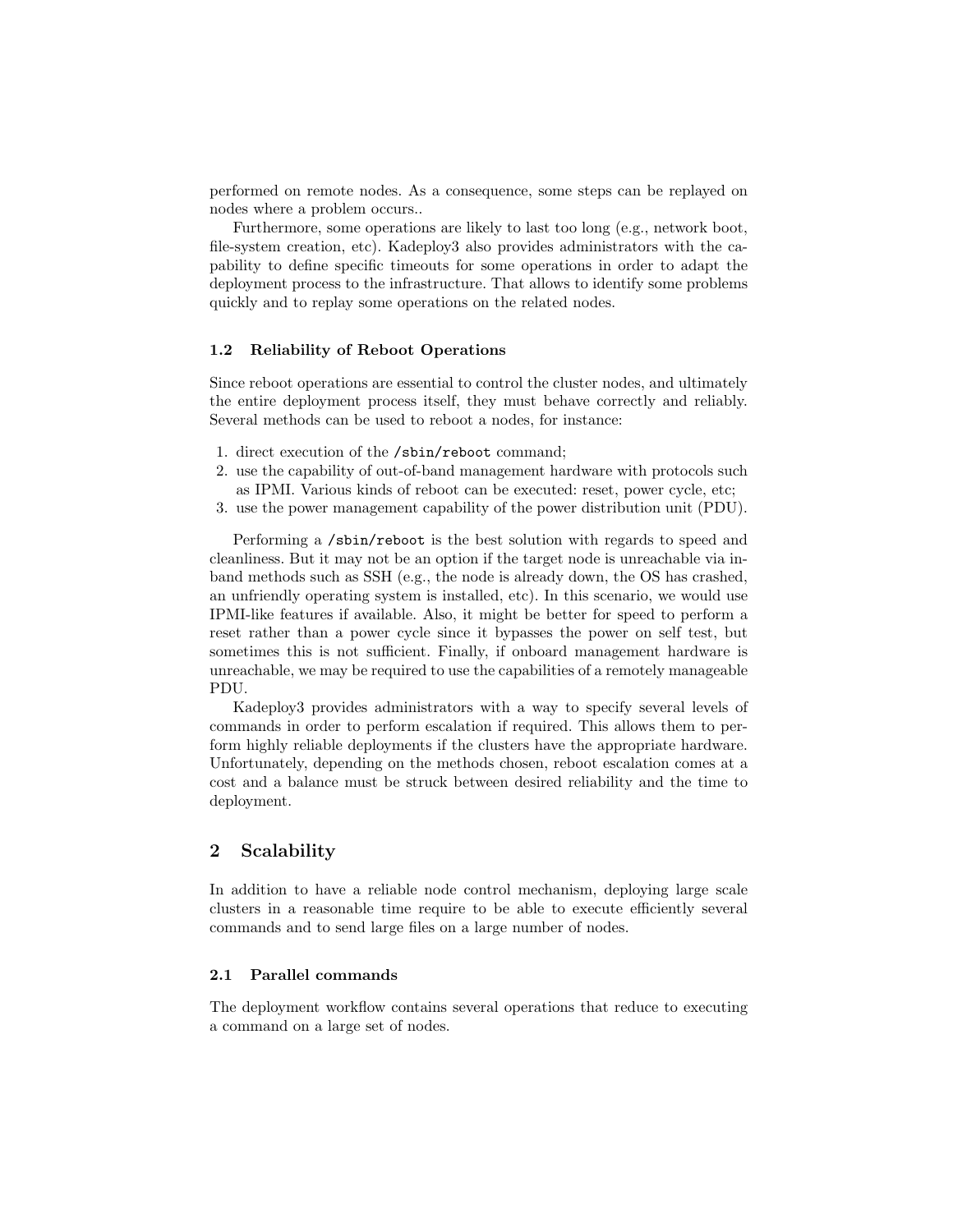performed on remote nodes. As a consequence, some steps can be replayed on nodes where a problem occurs..

Furthermore, some operations are likely to last too long (e.g., network boot, file-system creation, etc). Kadeploy3 also provides administrators with the capability to define specific timeouts for some operations in order to adapt the deployment process to the infrastructure. That allows to identify some problems quickly and to replay some operations on the related nodes.

### 1.2 Reliability of Reboot Operations

Since reboot operations are essential to control the cluster nodes, and ultimately the entire deployment process itself, they must behave correctly and reliably. Several methods can be used to reboot a nodes, for instance:

1. direct execution of the `/sbin/reboot` command;
2. use the capability of out-of-band management hardware with protocols such as IPMI. Various kinds of reboot can be executed: reset, power cycle, etc;
3. use the power management capability of the power distribution unit (PDU).

Performing a `/sbin/reboot` is the best solution with regards to speed and cleanliness. But it may not be an option if the target node is unreachable via in-band methods such as SSH (e.g., the node is already down, the OS has crashed, an unfriendly operating system is installed, etc). In this scenario, we would use IPMI-like features if available. Also, it might be better for speed to perform a reset rather than a power cycle since it bypasses the power on self test, but sometimes this is not sufficient. Finally, if onboard management hardware is unreachable, we may be required to use the capabilities of a remotely manageable PDU.

Kadeploy3 provides administrators with a way to specify several levels of commands in order to perform escalation if required. This allows them to perform highly reliable deployments if the clusters have the appropriate hardware. Unfortunately, depending on the methods chosen, reboot escalation comes at a cost and a balance must be struck between desired reliability and the time to deployment.

## 2 Scalability

In addition to have a reliable node control mechanism, deploying large scale clusters in a reasonable time require to be able to execute efficiently several commands and to send large files on a large number of nodes.

### 2.1 Parallel commands

The deployment workflow contains several operations that reduce to executing a command on a large set of nodes.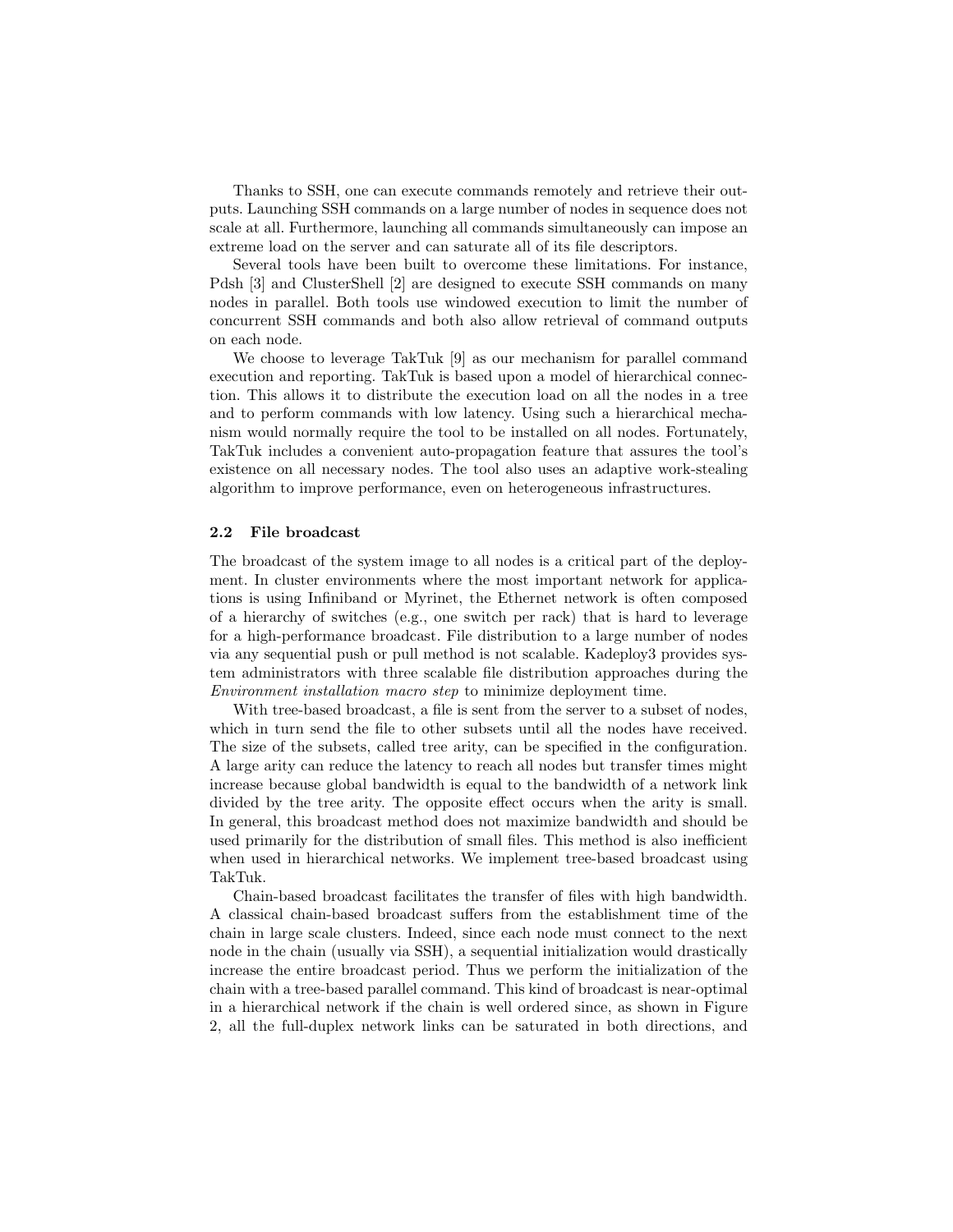Thanks to SSH, one can execute commands remotely and retrieve their outputs. Launching SSH commands on a large number of nodes in sequence does not scale at all. Furthermore, launching all commands simultaneously can impose an extreme load on the server and can saturate all of its file descriptors.

Several tools have been built to overcome these limitations. For instance, Pdsh [3] and ClusterShell [2] are designed to execute SSH commands on many nodes in parallel. Both tools use windowed execution to limit the number of concurrent SSH commands and both also allow retrieval of command outputs on each node.

We choose to leverage TakTuk [9] as our mechanism for parallel command execution and reporting. TakTuk is based upon a model of hierarchical connection. This allows it to distribute the execution load on all the nodes in a tree and to perform commands with low latency. Using such a hierarchical mechanism would normally require the tool to be installed on all nodes. Fortunately, TakTuk includes a convenient auto-propagation feature that assures the tool's existence on all necessary nodes. The tool also uses an adaptive work-stealing algorithm to improve performance, even on heterogeneous infrastructures.

### 2.2 File broadcast

The broadcast of the system image to all nodes is a critical part of the deployment. In cluster environments where the most important network for applications is using Infiniband or Myrinet, the Ethernet network is often composed of a hierarchy of switches (e.g., one switch per rack) that is hard to leverage for a high-performance broadcast. File distribution to a large number of nodes via any sequential push or pull method is not scalable. Kadeploy3 provides system administrators with three scalable file distribution approaches during the *Environment installation macro step* to minimize deployment time.

With tree-based broadcast, a file is sent from the server to a subset of nodes, which in turn send the file to other subsets until all the nodes have received. The size of the subsets, called tree arity, can be specified in the configuration. A large arity can reduce the latency to reach all nodes but transfer times might increase because global bandwidth is equal to the bandwidth of a network link divided by the tree arity. The opposite effect occurs when the arity is small. In general, this broadcast method does not maximize bandwidth and should be used primarily for the distribution of small files. This method is also inefficient when used in hierarchical networks. We implement tree-based broadcast using TakTuk.

Chain-based broadcast facilitates the transfer of files with high bandwidth. A classical chain-based broadcast suffers from the establishment time of the chain in large scale clusters. Indeed, since each node must connect to the next node in the chain (usually via SSH), a sequential initialization would drastically increase the entire broadcast period. Thus we perform the initialization of the chain with a tree-based parallel command. This kind of broadcast is near-optimal in a hierarchical network if the chain is well ordered since, as shown in Figure 2, all the full-duplex network links can be saturated in both directions, and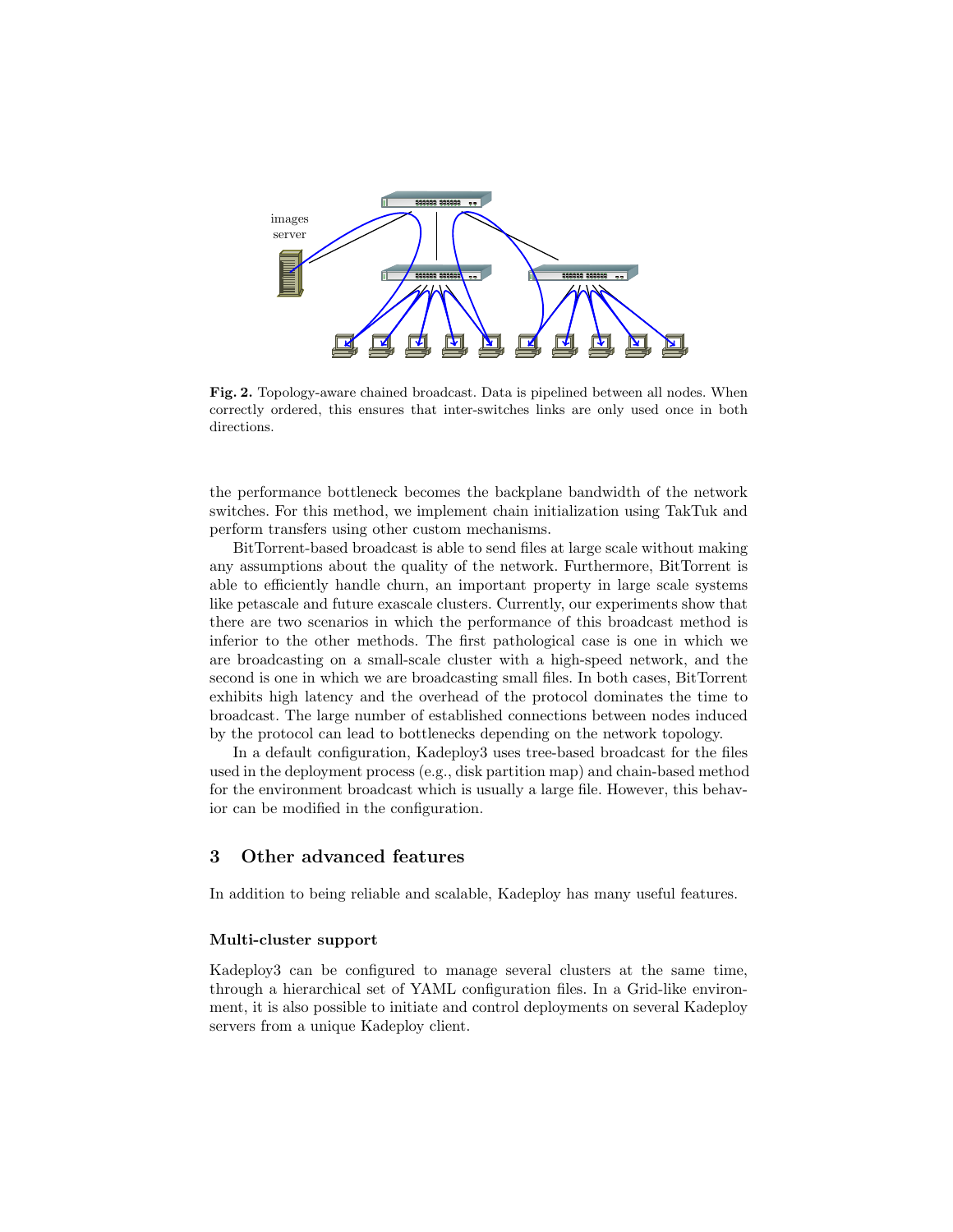images server

**Fig. 2.** Topology-aware chained broadcast. Data is pipelined between all nodes. When correctly ordered, this ensures that inter-switches links are only used once in both directions.

the performance bottleneck becomes the backplane bandwidth of the network switches. For this method, we implement chain initialization using TakTuk and perform transfers using other custom mechanisms.

BitTorrent-based broadcast is able to send files at large scale without making any assumptions about the quality of the network. Furthermore, BitTorrent is able to efficiently handle churn, an important property in large scale systems like petascale and future exascale clusters. Currently, our experiments show that there are two scenarios in which the performance of this broadcast method is inferior to the other methods. The first pathological case is one in which we are broadcasting on a small-scale cluster with a high-speed network, and the second is one in which we are broadcasting small files. In both cases, BitTorrent exhibits high latency and the overhead of the protocol dominates the time to broadcast. The large number of established connections between nodes induced by the protocol can lead to bottlenecks depending on the network topology.

In a default configuration, Kadeploy3 uses tree-based broadcast for the files used in the deployment process (e.g., disk partition map) and chain-based method for the environment broadcast which is usually a large file. However, this behavior can be modified in the configuration.

## 3 Other advanced features

In addition to being reliable and scalable, Kadeploy has many useful features.

#### Multi-cluster support

Kadeploy3 can be configured to manage several clusters at the same time, through a hierarchical set of YAML configuration files. In a Grid-like environment, it is also possible to initiate and control deployments on several Kadeploy servers from a unique Kadeploy client.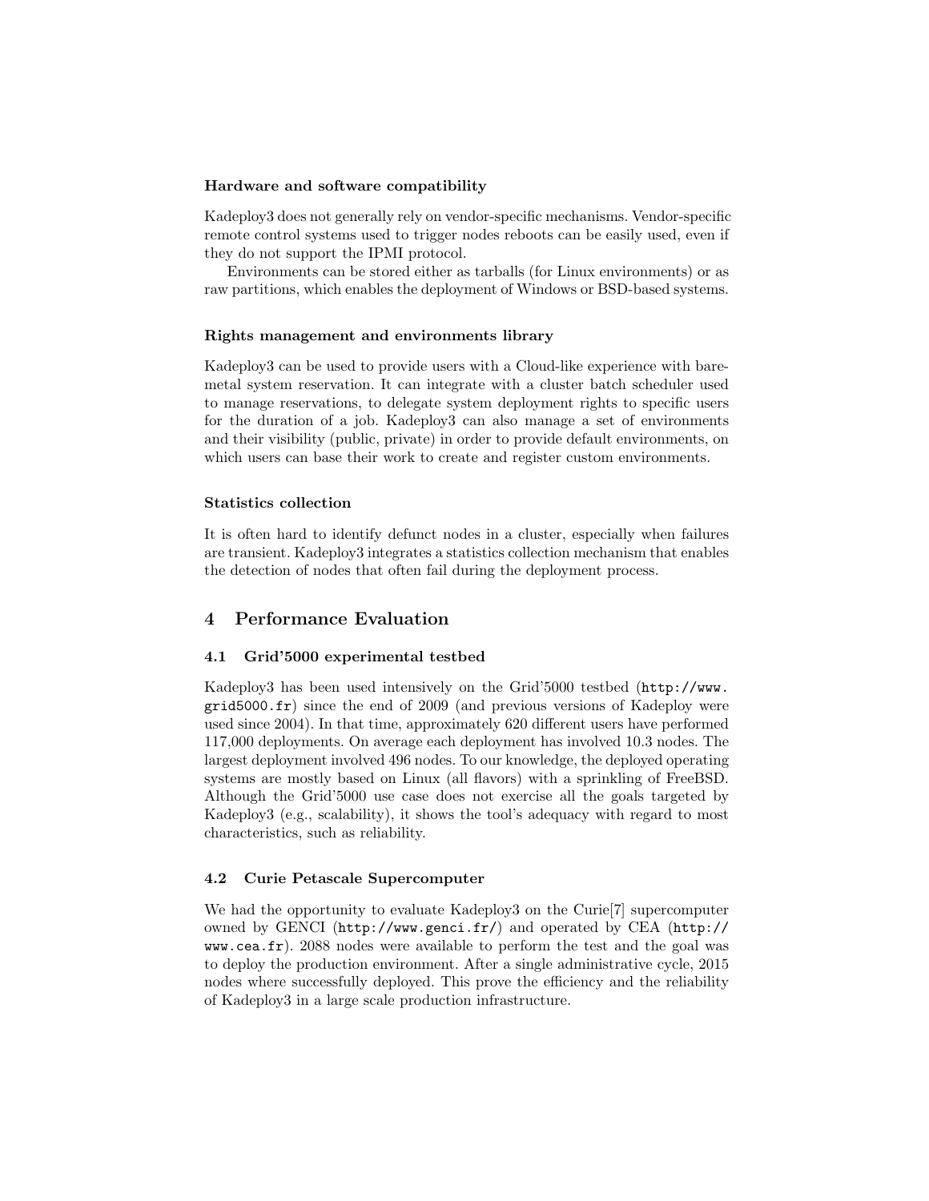**Hardware and software compatibility**

Kadeploy3 does not generally rely on vendor-specific mechanisms. Vendor-specific remote control systems used to trigger nodes reboots can be easily used, even if they do not support the IPMI protocol.

Environments can be stored either as tarballs (for Linux environments) or as raw partitions, which enables the deployment of Windows or BSD-based systems.

**Rights management and environments library**

Kadeploy3 can be used to provide users with a Cloud-like experience with bare-metal system reservation. It can integrate with a cluster batch scheduler used to manage reservations, to delegate system deployment rights to specific users for the duration of a job. Kadeploy3 can also manage a set of environments and their visibility (public, private) in order to provide default environments, on which users can base their work to create and register custom environments.

**Statistics collection**

It is often hard to identify defunct nodes in a cluster, especially when failures are transient. Kadeploy3 integrates a statistics collection mechanism that enables the detection of nodes that often fail during the deployment process.

## 4 Performance Evaluation

### 4.1 Grid'5000 experimental testbed

Kadeploy3 has been used intensively on the Grid'5000 testbed (`http://www.grid5000.fr`) since the end of 2009 (and previous versions of Kadeploy were used since 2004). In that time, approximately 620 different users have performed 117,000 deployments. On average each deployment has involved 10.3 nodes. The largest deployment involved 496 nodes. To our knowledge, the deployed operating systems are mostly based on Linux (all flavors) with a sprinkling of FreeBSD. Although the Grid'5000 use case does not exercise all the goals targeted by Kadeploy3 (e.g., scalability), it shows the tool's adequacy with regard to most characteristics, such as reliability.

### 4.2 Curie Petascale Supercomputer

We had the opportunity to evaluate Kadeploy3 on the Curie[7] supercomputer owned by GENCI (`http://www.genci.fr/`) and operated by CEA (`http://www.cea.fr`). 2088 nodes were available to perform the test and the goal was to deploy the production environment. After a single administrative cycle, 2015 nodes where successfully deployed. This prove the efficiency and the reliability of Kadeploy3 in a large scale production infrastructure.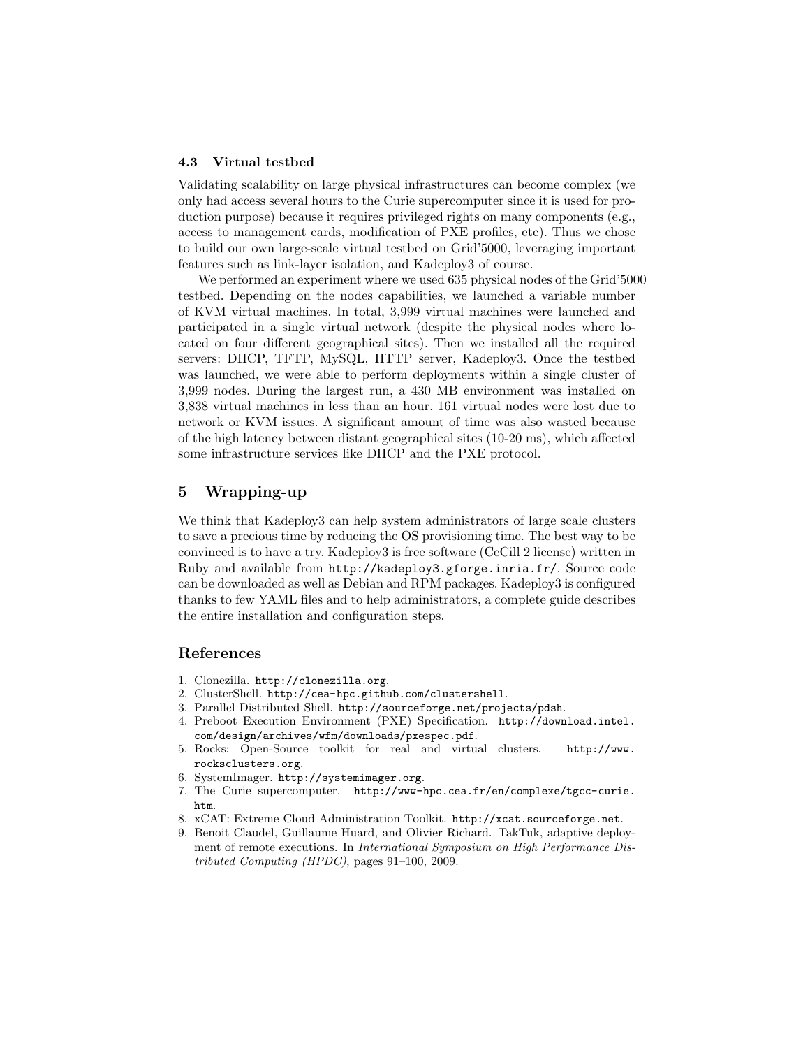### 4.3 Virtual testbed

Validating scalability on large physical infrastructures can become complex (we only had access several hours to the Curie supercomputer since it is used for production purpose) because it requires privileged rights on many components (e.g., access to management cards, modification of PXE profiles, etc). Thus we chose to build our own large-scale virtual testbed on Grid'5000, leveraging important features such as link-layer isolation, and Kadeploy3 of course.

We performed an experiment where we used 635 physical nodes of the Grid'5000 testbed. Depending on the nodes capabilities, we launched a variable number of KVM virtual machines. In total, 3,999 virtual machines were launched and participated in a single virtual network (despite the physical nodes where located on four different geographical sites). Then we installed all the required servers: DHCP, TFTP, MySQL, HTTP server, Kadeploy3. Once the testbed was launched, we were able to perform deployments within a single cluster of 3,999 nodes. During the largest run, a 430 MB environment was installed on 3,838 virtual machines in less than an hour. 161 virtual nodes were lost due to network or KVM issues. A significant amount of time was also wasted because of the high latency between distant geographical sites (10-20 ms), which affected some infrastructure services like DHCP and the PXE protocol.

## 5 Wrapping-up

We think that Kadeploy3 can help system administrators of large scale clusters to save a precious time by reducing the OS provisioning time. The best way to be convinced is to have a try. Kadeploy3 is free software (CeCill 2 license) written in Ruby and available from `http://kadeploy3.gforge.inria.fr/`. Source code can be downloaded as well as Debian and RPM packages. Kadeploy3 is configured thanks to few YAML files and to help administrators, a complete guide describes the entire installation and configuration steps.

## References

1. Clonezilla. `http://clonezilla.org`.
2. ClusterShell. `http://cea-hpc.github.com/clustershell`.
3. Parallel Distributed Shell. `http://sourceforge.net/projects/pdsh`.
4. Preboot Execution Environment (PXE) Specification. `http://download.intel.com/design/archives/wfm/downloads/pxespec.pdf`.
5. Rocks: Open-Source toolkit for real and virtual clusters. `http://www.rocksclusters.org`.
6. SystemImager. `http://systemimager.org`.
7. The Curie supercomputer. `http://www-hpc.cea.fr/en/complexe/tgcc-curie.htm`.
8. xCAT: Extreme Cloud Administration Toolkit. `http://xcat.sourceforge.net`.
9. Benoit Claudel, Guillaume Huard, and Olivier Richard. TakTuk, adaptive deployment of remote executions. In *International Symposium on High Performance Distributed Computing (HPDC)*, pages 91–100, 2009.